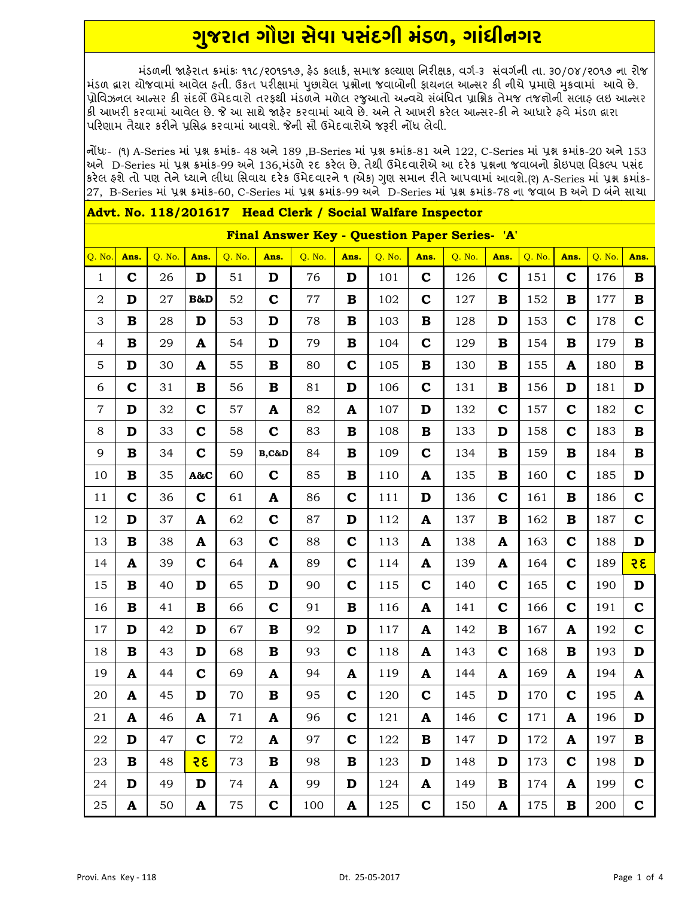# ગુજરાત ગૌણ સેવા પસંદગી મંડળ, ગાંધીનગર

મંડળની જાહેરાત ક્રમાંકઃ ૧૧૮/૨૦૧૬૧૭, હેડ કલાર્ક, સમાજ કલ્યાણ નિરીક્ષક, વર્ગ-૩ સંવર્ગની તા. ૩૦/૦૪/૨૦૧૭ ના રોજ મંડળ દ્વારા યોજવામાં આવેલ હતી. ઉકત પરીક્ષામાં પુછાયેલ પ્રશ્નોના જવાબોની ફાયનલ આન્સર કી નીચે પ્રમાણે મુકવામાં આવે છે. પ્રોવિઝનલ આન્સર કી સંદર્ભે ઉમેદવારો તરફથી મંડળને મળેલ રજુઆતો અન્વયે સંબંધિત પ્રાશ્નિક તેમજ તજજ્ઞોની સલાહ લઇ આન્સર કી આખરી કરવામાં આવેલ છે. જે આ સાથે જાહેર કરવામાં આવે છે. અને તે આખરી કરેલ આન્સર-કી ને આધારે હવે મંડળ દ્વારા પરિણામ તૈયાર કરીને પ્રસિદ્ધ કરવામાં આવશે. જેની સૌ ઉમેદવારોએ જરૂરી નોંધ લેવી.

નોંધઃ- (૧) A-Series માં પ્રશ્ન ક્રમાંક- 48 અને 189 ,B-Series માં પ્રશ્ન ક્રમાંક-81 અને 122, C-Series માં પ્રશ્ન ક્રમાંક-20 અને 153 અને D-Series માં પ્રશ્ન ક્રમાંક-99 અને 136,મંડળે રદ કરેલ છે. તેથી ઉમેદવારોએ આ દરેક પ્રશ્નના જવાબનો કોઇપણ વિકલ્પ પસંદ કરેલ હશે તો પણ તેને ધ્યાને લીધા સિવાય દરેક ઉમેદવારને ૧ (એક) ગુણ સમાન રીતે આપવામાં આવશે.(૨) A-Series માં પ્રશ્ન ક્રમાંક-27, B-Series માં પ્રશ્ન ક્રમાંક-60, C-Series માં પ્રશ્ન ક્રમાંક-99 અને D-Series માં પ્રશ્ન ક્રમાંક-78 ના જવાબ B અને D બંને સાચા

**Advt. No. 118/201617 Head Clerk / Social Walfare Inspector**

**Final Answer Key - Question Paper Series- 'A'**

| Q. No. | Ans. | Q. No. | Ans. | Q. No. | Ans. | Q. No. | Ans. | Q. No. | Ans. | Q. No. | Ans. | Q. No. | Ans. | Q. No. | Ans. |
|---|---|---|---|---|---|---|---|---|---|---|---|---|---|---|---|
| 1 | C | 26 | D | 51 | D | 76 | D | 101 | C | 126 | C | 151 | C | 176 | B |
| 2 | D | 27 | B&D | 52 | C | 77 | B | 102 | C | 127 | B | 152 | B | 177 | B |
| 3 | B | 28 | D | 53 | D | 78 | B | 103 | B | 128 | D | 153 | C | 178 | C |
| 4 | B | 29 | A | 54 | D | 79 | B | 104 | C | 129 | B | 154 | B | 179 | B |
| 5 | D | 30 | A | 55 | B | 80 | C | 105 | B | 130 | B | 155 | A | 180 | B |
| 6 | C | 31 | B | 56 | B | 81 | D | 106 | C | 131 | B | 156 | D | 181 | D |
| 7 | D | 32 | C | 57 | A | 82 | A | 107 | D | 132 | C | 157 | C | 182 | C |
| 8 | D | 33 | C | 58 | C | 83 | B | 108 | B | 133 | D | 158 | C | 183 | B |
| 9 | B | 34 | C | 59 | B,C&D | 84 | B | 109 | C | 134 | B | 159 | B | 184 | B |
| 10 | B | 35 | A&C | 60 | C | 85 | B | 110 | A | 135 | B | 160 | C | 185 | D |
| 11 | C | 36 | C | 61 | A | 86 | C | 111 | D | 136 | C | 161 | B | 186 | C |
| 12 | D | 37 | A | 62 | C | 87 | D | 112 | A | 137 | B | 162 | B | 187 | C |
| 13 | B | 38 | A | 63 | C | 88 | C | 113 | A | 138 | A | 163 | C | 188 | D |
| 14 | A | 39 | C | 64 | A | 89 | C | 114 | A | 139 | A | 164 | C | 189 | રદ |
| 15 | B | 40 | D | 65 | D | 90 | C | 115 | C | 140 | C | 165 | C | 190 | D |
| 16 | B | 41 | B | 66 | C | 91 | B | 116 | A | 141 | C | 166 | C | 191 | C |
| 17 | D | 42 | D | 67 | B | 92 | D | 117 | A | 142 | B | 167 | A | 192 | C |
| 18 | B | 43 | D | 68 | B | 93 | C | 118 | A | 143 | C | 168 | B | 193 | D |
| 19 | A | 44 | C | 69 | A | 94 | A | 119 | A | 144 | A | 169 | A | 194 | A |
| 20 | A | 45 | D | 70 | B | 95 | C | 120 | C | 145 | D | 170 | C | 195 | A |
| 21 | A | 46 | A | 71 | A | 96 | C | 121 | A | 146 | C | 171 | A | 196 | D |
| 22 | D | 47 | C | 72 | A | 97 | C | 122 | B | 147 | D | 172 | A | 197 | B |
| 23 | B | 48 | રદ | 73 | B | 98 | B | 123 | D | 148 | D | 173 | C | 198 | D |
| 24 | D | 49 | D | 74 | A | 99 | D | 124 | A | 149 | B | 174 | A | 199 | C |
| 25 | A | 50 | A | 75 | C | 100 | A | 125 | C | 150 | A | 175 | B | 200 | C |

Provi. Ans Key - 118 Dt. 25-05-2017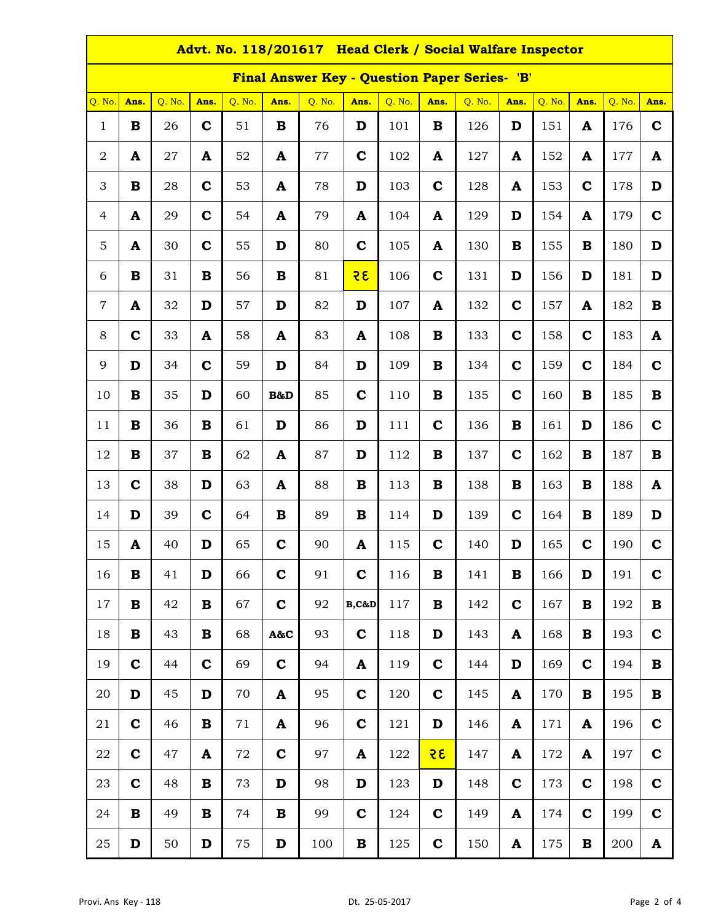# Advt. No. 118/201617 Head Clerk / Social Walfare Inspector

## Final Answer Key - Question Paper Series- 'B'

| Q. No. | Ans. | Q. No. | Ans. | Q. No. | Ans. | Q. No. | Ans. | Q. No. | Ans. | Q. No. | Ans. | Q. No. | Ans. | Q. No. | Ans. |
|---|---|---|---|---|---|---|---|---|---|---|---|---|---|---|---|
| 1 | **B** | 26 | **C** | 51 | **B** | 76 | **D** | 101 | **B** | 126 | **D** | 151 | **A** | 176 | **C** |
| 2 | **A** | 27 | **A** | 52 | **A** | 77 | **C** | 102 | **A** | 127 | **A** | 152 | **A** | 177 | **A** |
| 3 | **B** | 28 | **C** | 53 | **A** | 78 | **D** | 103 | **C** | 128 | **A** | 153 | **C** | 178 | **D** |
| 4 | **A** | 29 | **C** | 54 | **A** | 79 | **A** | 104 | **A** | 129 | **D** | 154 | **A** | 179 | **C** |
| 5 | **A** | 30 | **C** | 55 | **D** | 80 | **C** | 105 | **A** | 130 | **B** | 155 | **B** | 180 | **D** |
| 6 | **B** | 31 | **B** | 56 | **B** | 81 | **રદ** | 106 | **C** | 131 | **D** | 156 | **D** | 181 | **D** |
| 7 | **A** | 32 | **D** | 57 | **D** | 82 | **D** | 107 | **A** | 132 | **C** | 157 | **A** | 182 | **B** |
| 8 | **C** | 33 | **A** | 58 | **A** | 83 | **A** | 108 | **B** | 133 | **C** | 158 | **C** | 183 | **A** |
| 9 | **D** | 34 | **C** | 59 | **D** | 84 | **D** | 109 | **B** | 134 | **C** | 159 | **C** | 184 | **C** |
| 10 | **B** | 35 | **D** | 60 | **B&D** | 85 | **C** | 110 | **B** | 135 | **C** | 160 | **B** | 185 | **B** |
| 11 | **B** | 36 | **B** | 61 | **D** | 86 | **D** | 111 | **C** | 136 | **B** | 161 | **D** | 186 | **C** |
| 12 | **B** | 37 | **B** | 62 | **A** | 87 | **D** | 112 | **B** | 137 | **C** | 162 | **B** | 187 | **B** |
| 13 | **C** | 38 | **D** | 63 | **A** | 88 | **B** | 113 | **B** | 138 | **B** | 163 | **B** | 188 | **A** |
| 14 | **D** | 39 | **C** | 64 | **B** | 89 | **B** | 114 | **D** | 139 | **C** | 164 | **B** | 189 | **D** |
| 15 | **A** | 40 | **D** | 65 | **C** | 90 | **A** | 115 | **C** | 140 | **D** | 165 | **C** | 190 | **C** |
| 16 | **B** | 41 | **D** | 66 | **C** | 91 | **C** | 116 | **B** | 141 | **B** | 166 | **D** | 191 | **C** |
| 17 | **B** | 42 | **B** | 67 | **C** | 92 | **B,C&D** | 117 | **B** | 142 | **C** | 167 | **B** | 192 | **B** |
| 18 | **B** | 43 | **B** | 68 | **A&C** | 93 | **C** | 118 | **D** | 143 | **A** | 168 | **B** | 193 | **C** |
| 19 | **C** | 44 | **C** | 69 | **C** | 94 | **A** | 119 | **C** | 144 | **D** | 169 | **C** | 194 | **B** |
| 20 | **D** | 45 | **D** | 70 | **A** | 95 | **C** | 120 | **C** | 145 | **A** | 170 | **B** | 195 | **B** |
| 21 | **C** | 46 | **B** | 71 | **A** | 96 | **C** | 121 | **D** | 146 | **A** | 171 | **A** | 196 | **C** |
| 22 | **C** | 47 | **A** | 72 | **C** | 97 | **A** | 122 | **રદ** | 147 | **A** | 172 | **A** | 197 | **C** |
| 23 | **C** | 48 | **B** | 73 | **D** | 98 | **D** | 123 | **D** | 148 | **C** | 173 | **C** | 198 | **C** |
| 24 | **B** | 49 | **B** | 74 | **B** | 99 | **C** | 124 | **C** | 149 | **A** | 174 | **C** | 199 | **C** |
| 25 | **D** | 50 | **D** | 75 | **D** | 100 | **B** | 125 | **C** | 150 | **A** | 175 | **B** | 200 | **A** |

Provi. Ans Key - 118 Dt. 25-05-2017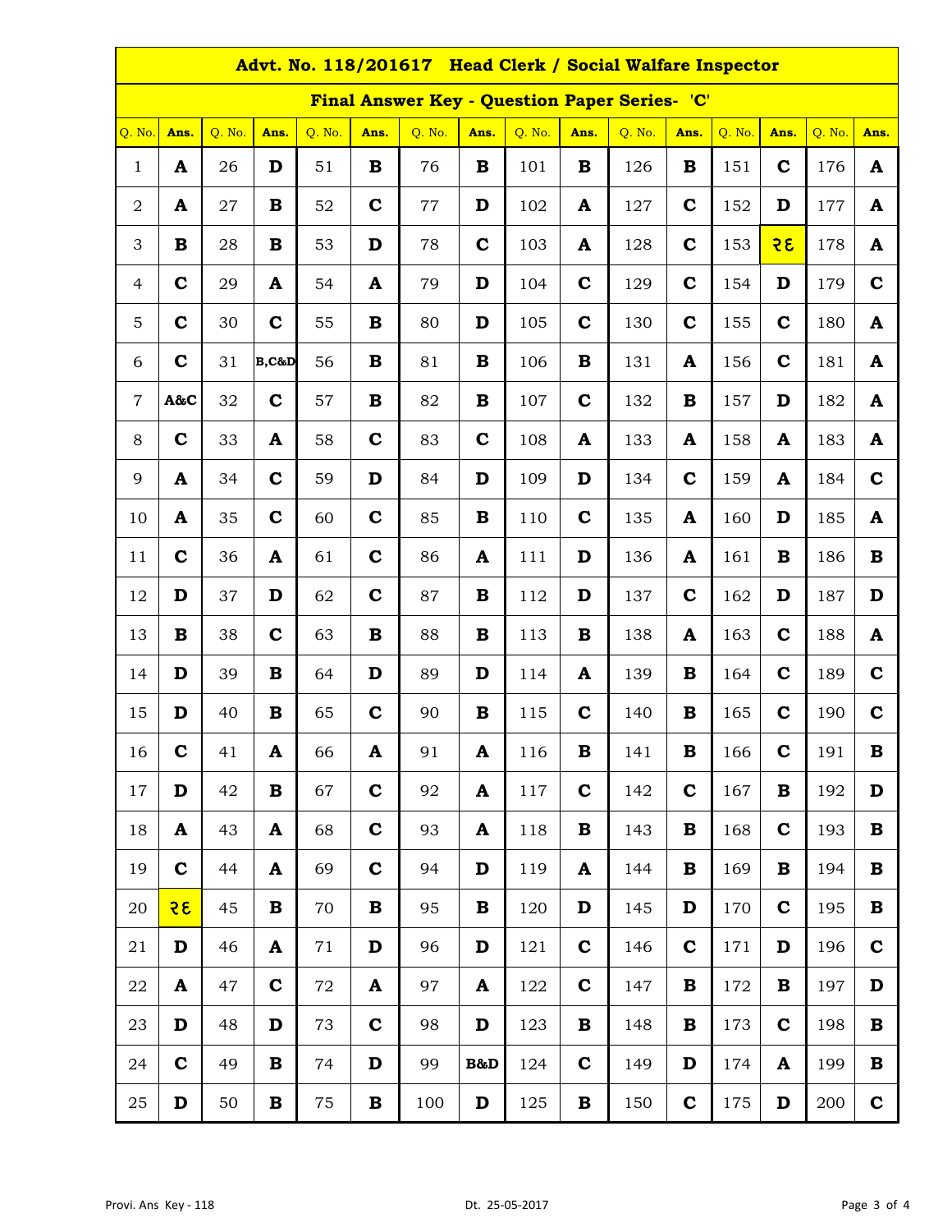# Advt. No. 118/201617 Head Clerk / Social Walfare Inspector

## Final Answer Key - Question Paper Series- 'C'

| Q. No. | Ans. | Q. No. | Ans. | Q. No. | Ans. | Q. No. | Ans. | Q. No. | Ans. | Q. No. | Ans. | Q. No. | Ans. | Q. No. | Ans. |
|---|---|---|---|---|---|---|---|---|---|---|---|---|---|---|---|
| 1 | **A** | 26 | **D** | 51 | **B** | 76 | **B** | 101 | **B** | 126 | **B** | 151 | **C** | 176 | **A** |
| 2 | **A** | 27 | **B** | 52 | **C** | 77 | **D** | 102 | **A** | 127 | **C** | 152 | **D** | 177 | **A** |
| 3 | **B** | 28 | **B** | 53 | **D** | 78 | **C** | 103 | **A** | 128 | **C** | 153 | **૨૬** | 178 | **A** |
| 4 | **C** | 29 | **A** | 54 | **A** | 79 | **D** | 104 | **C** | 129 | **C** | 154 | **D** | 179 | **C** |
| 5 | **C** | 30 | **C** | 55 | **B** | 80 | **D** | 105 | **C** | 130 | **C** | 155 | **C** | 180 | **A** |
| 6 | **C** | 31 | **B,C&D** | 56 | **B** | 81 | **B** | 106 | **B** | 131 | **A** | 156 | **C** | 181 | **A** |
| 7 | **A&C** | 32 | **C** | 57 | **B** | 82 | **B** | 107 | **C** | 132 | **B** | 157 | **D** | 182 | **A** |
| 8 | **C** | 33 | **A** | 58 | **C** | 83 | **C** | 108 | **A** | 133 | **A** | 158 | **A** | 183 | **A** |
| 9 | **A** | 34 | **C** | 59 | **D** | 84 | **D** | 109 | **D** | 134 | **C** | 159 | **A** | 184 | **C** |
| 10 | **A** | 35 | **C** | 60 | **C** | 85 | **B** | 110 | **C** | 135 | **A** | 160 | **D** | 185 | **A** |
| 11 | **C** | 36 | **A** | 61 | **C** | 86 | **A** | 111 | **D** | 136 | **A** | 161 | **B** | 186 | **B** |
| 12 | **D** | 37 | **D** | 62 | **C** | 87 | **B** | 112 | **D** | 137 | **C** | 162 | **D** | 187 | **D** |
| 13 | **B** | 38 | **C** | 63 | **B** | 88 | **B** | 113 | **B** | 138 | **A** | 163 | **C** | 188 | **A** |
| 14 | **D** | 39 | **B** | 64 | **D** | 89 | **D** | 114 | **A** | 139 | **B** | 164 | **C** | 189 | **C** |
| 15 | **D** | 40 | **B** | 65 | **C** | 90 | **B** | 115 | **C** | 140 | **B** | 165 | **C** | 190 | **C** |
| 16 | **C** | 41 | **A** | 66 | **A** | 91 | **A** | 116 | **B** | 141 | **B** | 166 | **C** | 191 | **B** |
| 17 | **D** | 42 | **B** | 67 | **C** | 92 | **A** | 117 | **C** | 142 | **C** | 167 | **B** | 192 | **D** |
| 18 | **A** | 43 | **A** | 68 | **C** | 93 | **A** | 118 | **B** | 143 | **B** | 168 | **C** | 193 | **B** |
| 19 | **C** | 44 | **A** | 69 | **C** | 94 | **D** | 119 | **A** | 144 | **B** | 169 | **B** | 194 | **B** |
| 20 | **૨૬** | 45 | **B** | 70 | **B** | 95 | **B** | 120 | **D** | 145 | **D** | 170 | **C** | 195 | **B** |
| 21 | **D** | 46 | **A** | 71 | **D** | 96 | **D** | 121 | **C** | 146 | **C** | 171 | **D** | 196 | **C** |
| 22 | **A** | 47 | **C** | 72 | **A** | 97 | **A** | 122 | **C** | 147 | **B** | 172 | **B** | 197 | **D** |
| 23 | **D** | 48 | **D** | 73 | **C** | 98 | **D** | 123 | **B** | 148 | **B** | 173 | **C** | 198 | **B** |
| 24 | **C** | 49 | **B** | 74 | **D** | 99 | **B&D** | 124 | **C** | 149 | **D** | 174 | **A** | 199 | **B** |
| 25 | **D** | 50 | **B** | 75 | **B** | 100 | **D** | 125 | **B** | 150 | **C** | 175 | **D** | 200 | **C** |

Provi. Ans Key - 118 Dt. 25-05-2017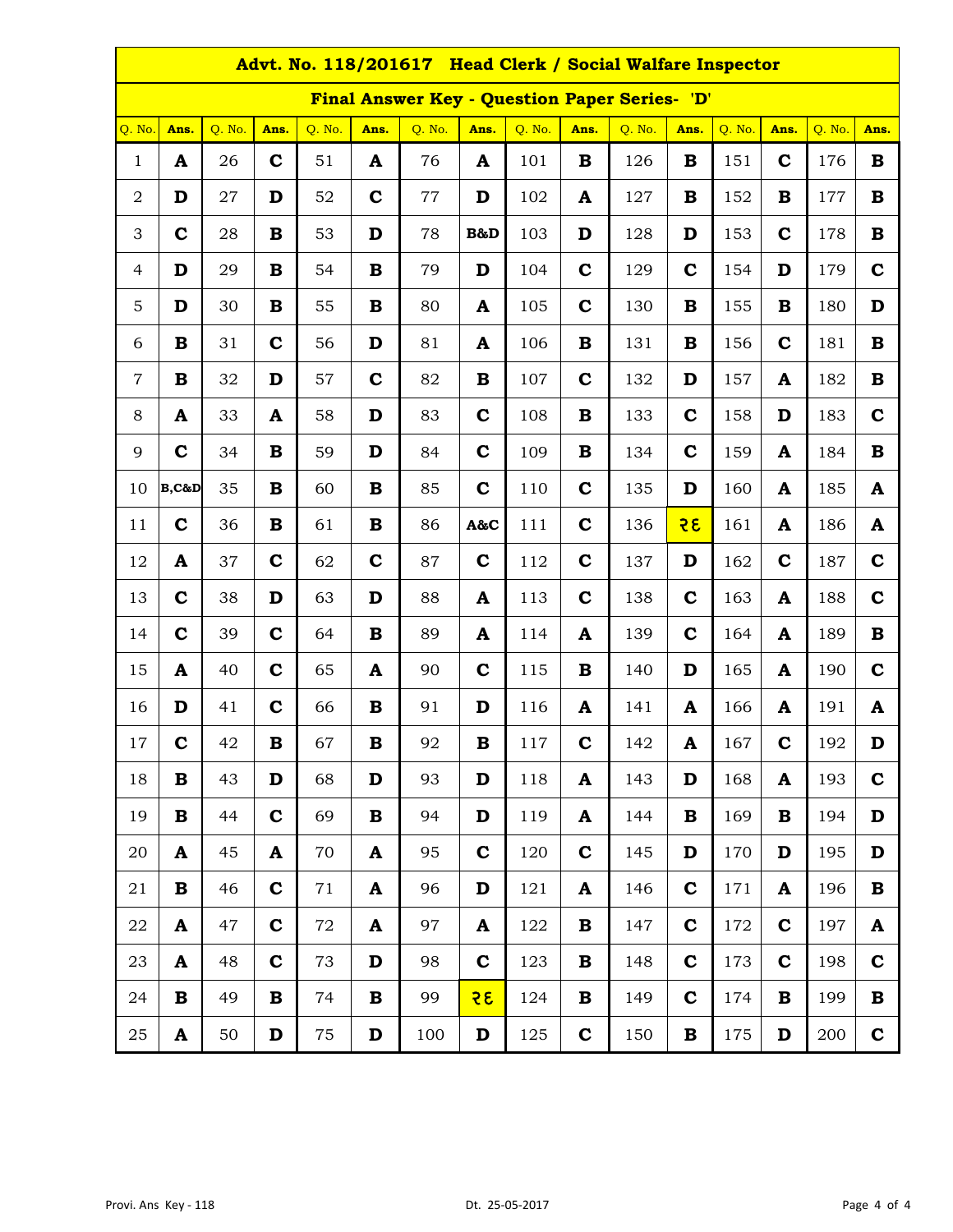# Advt. No. 118/201617 Head Clerk / Social Walfare Inspector

## Final Answer Key - Question Paper Series- 'D'

| Q. No. | Ans. | Q. No. | Ans. | Q. No. | Ans. | Q. No. | Ans. | Q. No. | Ans. | Q. No. | Ans. | Q. No. | Ans. | Q. No. | Ans. |
|---|---|---|---|---|---|---|---|---|---|---|---|---|---|---|---|
| 1 | **A** | 26 | **C** | 51 | **A** | 76 | **A** | 101 | **B** | 126 | **B** | 151 | **C** | 176 | **B** |
| 2 | **D** | 27 | **D** | 52 | **C** | 77 | **D** | 102 | **A** | 127 | **B** | 152 | **B** | 177 | **B** |
| 3 | **C** | 28 | **B** | 53 | **D** | 78 | **B&D** | 103 | **D** | 128 | **D** | 153 | **C** | 178 | **B** |
| 4 | **D** | 29 | **B** | 54 | **B** | 79 | **D** | 104 | **C** | 129 | **C** | 154 | **D** | 179 | **C** |
| 5 | **D** | 30 | **B** | 55 | **B** | 80 | **A** | 105 | **C** | 130 | **B** | 155 | **B** | 180 | **D** |
| 6 | **B** | 31 | **C** | 56 | **D** | 81 | **A** | 106 | **B** | 131 | **B** | 156 | **C** | 181 | **B** |
| 7 | **B** | 32 | **D** | 57 | **C** | 82 | **B** | 107 | **C** | 132 | **D** | 157 | **A** | 182 | **B** |
| 8 | **A** | 33 | **A** | 58 | **D** | 83 | **C** | 108 | **B** | 133 | **C** | 158 | **D** | 183 | **C** |
| 9 | **C** | 34 | **B** | 59 | **D** | 84 | **C** | 109 | **B** | 134 | **C** | 159 | **A** | 184 | **B** |
| 10 | **B,C&D** | 35 | **B** | 60 | **B** | 85 | **C** | 110 | **C** | 135 | **D** | 160 | **A** | 185 | **A** |
| 11 | **C** | 36 | **B** | 61 | **B** | 86 | **A&C** | 111 | **C** | 136 | **રદ** | 161 | **A** | 186 | **A** |
| 12 | **A** | 37 | **C** | 62 | **C** | 87 | **C** | 112 | **C** | 137 | **D** | 162 | **C** | 187 | **C** |
| 13 | **C** | 38 | **D** | 63 | **D** | 88 | **A** | 113 | **C** | 138 | **C** | 163 | **A** | 188 | **C** |
| 14 | **C** | 39 | **C** | 64 | **B** | 89 | **A** | 114 | **A** | 139 | **C** | 164 | **A** | 189 | **B** |
| 15 | **A** | 40 | **C** | 65 | **A** | 90 | **C** | 115 | **B** | 140 | **D** | 165 | **A** | 190 | **C** |
| 16 | **D** | 41 | **C** | 66 | **B** | 91 | **D** | 116 | **A** | 141 | **A** | 166 | **A** | 191 | **A** |
| 17 | **C** | 42 | **B** | 67 | **B** | 92 | **B** | 117 | **C** | 142 | **A** | 167 | **C** | 192 | **D** |
| 18 | **B** | 43 | **D** | 68 | **D** | 93 | **D** | 118 | **A** | 143 | **D** | 168 | **A** | 193 | **C** |
| 19 | **B** | 44 | **C** | 69 | **B** | 94 | **D** | 119 | **A** | 144 | **B** | 169 | **B** | 194 | **D** |
| 20 | **A** | 45 | **A** | 70 | **A** | 95 | **C** | 120 | **C** | 145 | **D** | 170 | **D** | 195 | **D** |
| 21 | **B** | 46 | **C** | 71 | **A** | 96 | **D** | 121 | **A** | 146 | **C** | 171 | **A** | 196 | **B** |
| 22 | **A** | 47 | **C** | 72 | **A** | 97 | **A** | 122 | **B** | 147 | **C** | 172 | **C** | 197 | **A** |
| 23 | **A** | 48 | **C** | 73 | **D** | 98 | **C** | 123 | **B** | 148 | **C** | 173 | **C** | 198 | **C** |
| 24 | **B** | 49 | **B** | 74 | **B** | 99 | **રદ** | 124 | **B** | 149 | **C** | 174 | **B** | 199 | **B** |
| 25 | **A** | 50 | **D** | 75 | **D** | 100 | **D** | 125 | **C** | 150 | **B** | 175 | **D** | 200 | **C** |

Provi. Ans Key - 118 Dt. 25-05-2017